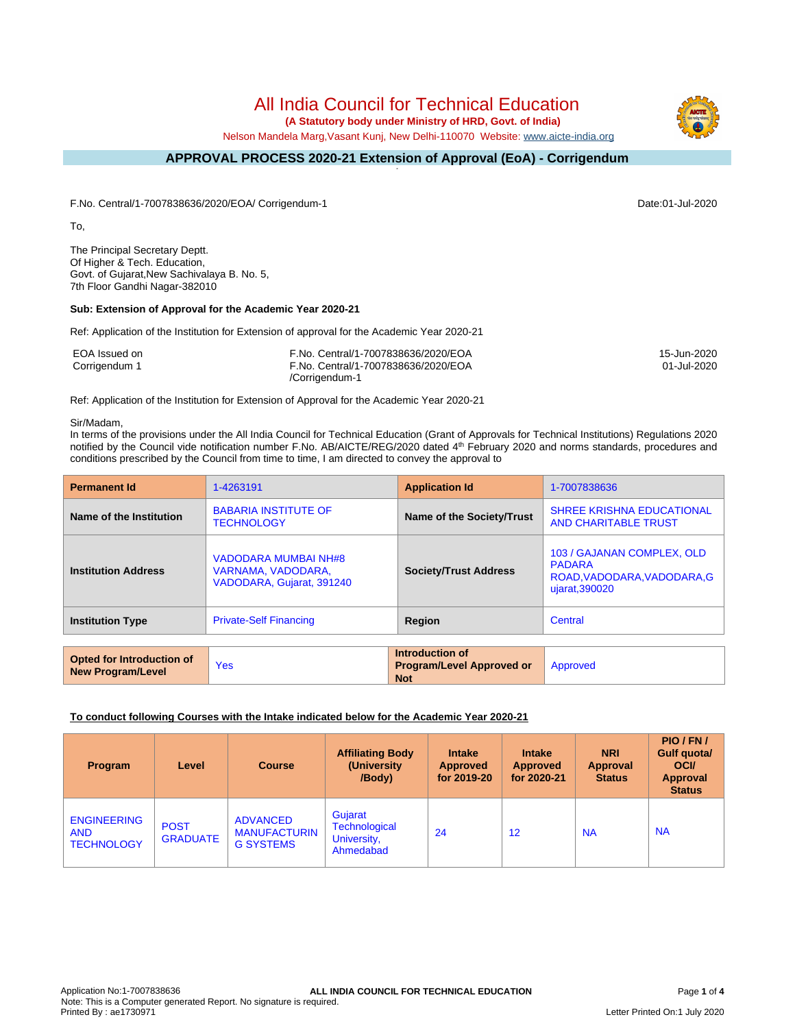# All India Council for Technical Education

**(A Statutory body under Ministry of HRD, Govt. of India)**

Nelson Mandela Marg,Vasant Kunj, New Delhi-110070 Website: www.aicte-india.org

## APPROVAL PROCESS 2020-21 Extension of Approval (EoA) - Corrigendum

F.No. Central/1-7007838636/2020/EOA/ Corrigendum-1 Date:01-Jul-2020

To,

The Principal Secretary Deptt.
Of Higher & Tech. Education,
Govt. of Gujarat,New Sachivalaya B. No. 5,
7th Floor Gandhi Nagar-382010

**Sub: Extension of Approval for the Academic Year 2020-21**

Ref: Application of the Institution for Extension of approval for the Academic Year 2020-21

| | | |
|---|---|---|
| EOA Issued on | F.No. Central/1-7007838636/2020/EOA | 15-Jun-2020 |
| Corrigendum 1 | F.No. Central/1-7007838636/2020/EOA /Corrigendum-1 | 01-Jul-2020 |

Ref: Application of the Institution for Extension of Approval for the Academic Year 2020-21

Sir/Madam,

In terms of the provisions under the All India Council for Technical Education (Grant of Approvals for Technical Institutions) Regulations 2020 notified by the Council vide notification number F.No. AB/AICTE/REG/2020 dated 4th February 2020 and norms standards, procedures and conditions prescribed by the Council from time to time, I am directed to convey the approval to

| **Permanent Id** | 1-4263191 | **Application Id** | 1-7007838636 |
|---|---|---|---|
| **Name of the Institution** | BABARIA INSTITUTE OF TECHNOLOGY | **Name of the Society/Trust** | SHREE KRISHNA EDUCATIONAL AND CHARITABLE TRUST |
| **Institution Address** | VADODARA MUMBAI NH#8 VARNAMA, VADODARA, VADODARA, Gujarat, 391240 | **Society/Trust Address** | 103 / GAJANAN COMPLEX, OLD PADARA ROAD,VADODARA,VADODARA,Gujarat,390020 |
| **Institution Type** | Private-Self Financing | **Region** | Central |

| **Opted for Introduction of New Program/Level** | Yes | **Introduction of Program/Level Approved or Not** | Approved |
|---|---|---|---|

**To conduct following Courses with the Intake indicated below for the Academic Year 2020-21**

| Program | Level | Course | Affiliating Body (University /Body) | Intake Approved for 2019-20 | Intake Approved for 2020-21 | NRI Approval Status | PIO / FN / Gulf quota/ OCI/ Approval Status |
|---|---|---|---|---|---|---|---|
| ENGINEERING AND TECHNOLOGY | POST GRADUATE | ADVANCED MANUFACTURING SYSTEMS | Gujarat Technological University, Ahmedabad | 24 | 12 | NA | NA |

Application No:1-7007838636 ALL INDIA COUNCIL FOR TECHNICAL EDUCATION
Note: This is a Computer generated Report. No signature is required.
Printed By : ae1730971 Letter Printed On:1 July 2020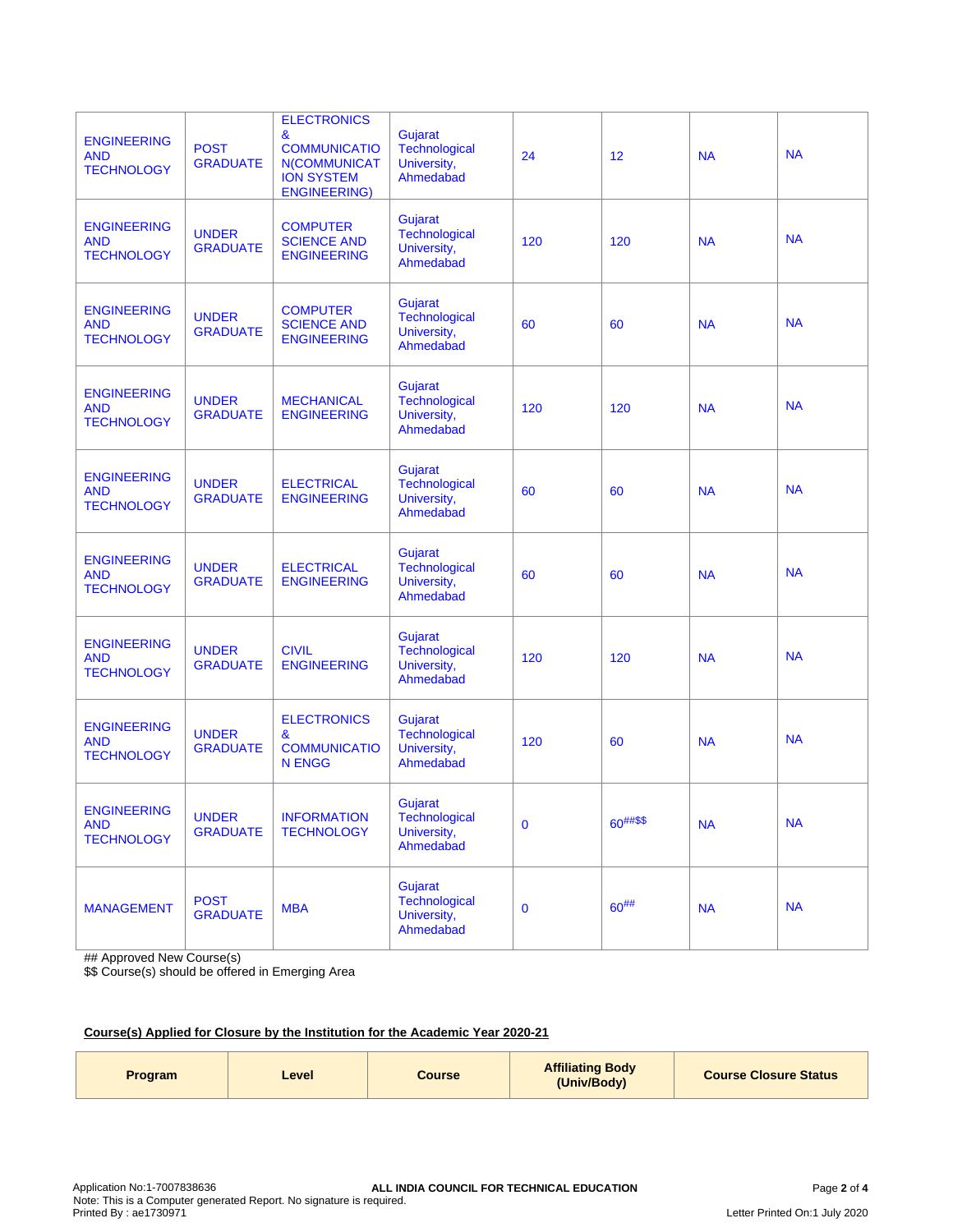| | | | | | | | |
|---|---|---|---|---|---|---|---|
| ENGINEERING AND TECHNOLOGY | POST GRADUATE | ELECTRONICS & COMMUNICATION(COMMUNICATION SYSTEM ENGINEERING) | Gujarat Technological University, Ahmedabad | 24 | 12 | NA | NA |
| ENGINEERING AND TECHNOLOGY | UNDER GRADUATE | COMPUTER SCIENCE AND ENGINEERING | Gujarat Technological University, Ahmedabad | 120 | 120 | NA | NA |
| ENGINEERING AND TECHNOLOGY | UNDER GRADUATE | COMPUTER SCIENCE AND ENGINEERING | Gujarat Technological University, Ahmedabad | 60 | 60 | NA | NA |
| ENGINEERING AND TECHNOLOGY | UNDER GRADUATE | MECHANICAL ENGINEERING | Gujarat Technological University, Ahmedabad | 120 | 120 | NA | NA |
| ENGINEERING AND TECHNOLOGY | UNDER GRADUATE | ELECTRICAL ENGINEERING | Gujarat Technological University, Ahmedabad | 60 | 60 | NA | NA |
| ENGINEERING AND TECHNOLOGY | UNDER GRADUATE | ELECTRICAL ENGINEERING | Gujarat Technological University, Ahmedabad | 60 | 60 | NA | NA |
| ENGINEERING AND TECHNOLOGY | UNDER GRADUATE | CIVIL ENGINEERING | Gujarat Technological University, Ahmedabad | 120 | 120 | NA | NA |
| ENGINEERING AND TECHNOLOGY | UNDER GRADUATE | ELECTRONICS & COMMUNICATION ENGG | Gujarat Technological University, Ahmedabad | 120 | 60 | NA | NA |
| ENGINEERING AND TECHNOLOGY | UNDER GRADUATE | INFORMATION TECHNOLOGY | Gujarat Technological University, Ahmedabad | 0 | 60##$$ | NA | NA |
| MANAGEMENT | POST GRADUATE | MBA | Gujarat Technological University, Ahmedabad | 0 | 60## | NA | NA |

## Approved New Course(s)
$$ Course(s) should be offered in Emerging Area

**Course(s) Applied for Closure by the Institution for the Academic Year 2020-21**

| Program | Level | Course | Affiliating Body (Univ/Body) | Course Closure Status |
|---|---|---|---|---|

Application No:1-7007838636
Note: This is a Computer generated Report. No signature is required.
Printed By : ae1730971
Letter Printed On:1 July 2020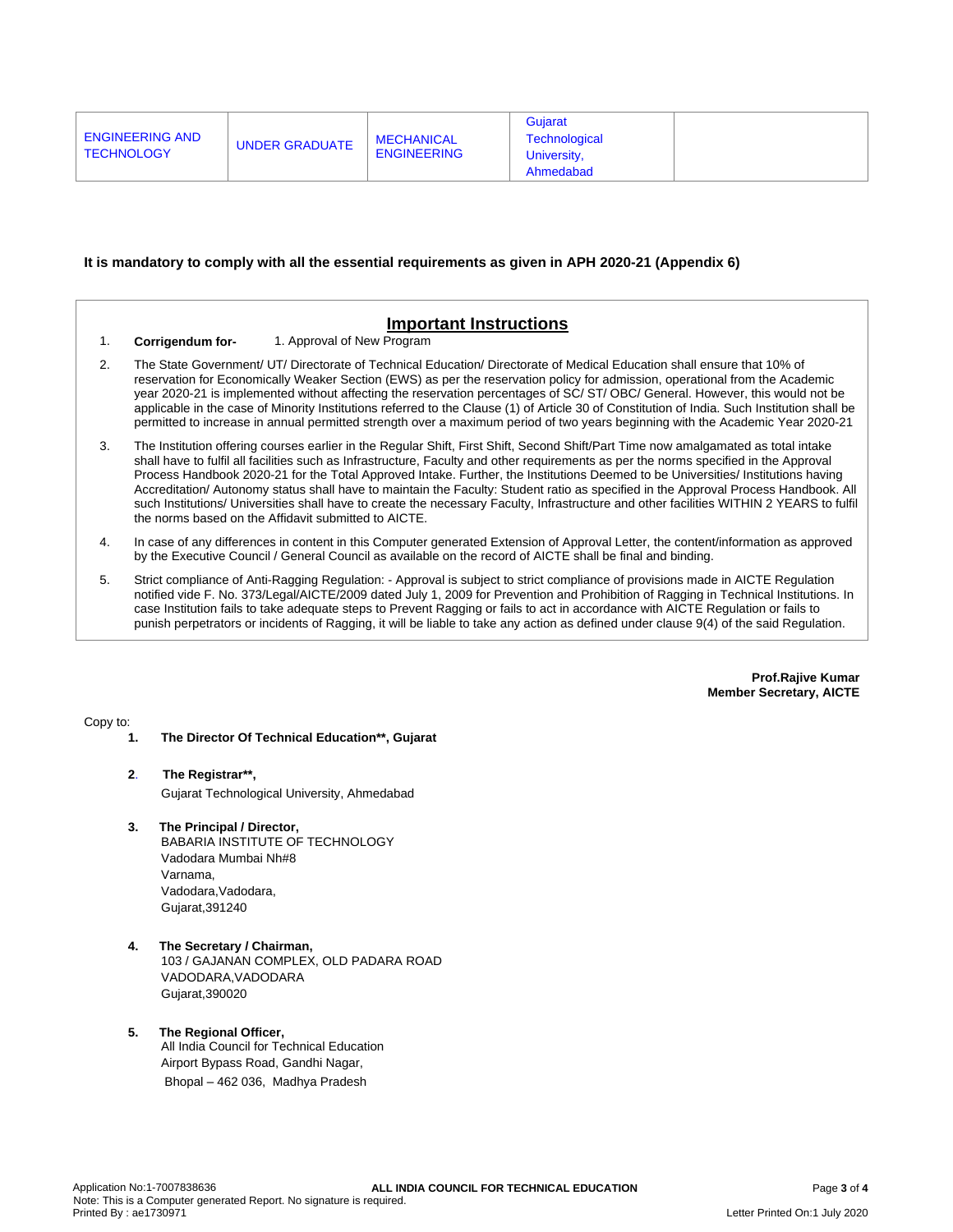| ENGINEERING AND TECHNOLOGY | UNDER GRADUATE | MECHANICAL ENGINEERING | Gujarat Technological University, Ahmedabad | |
|---|---|---|---|---|

**It is mandatory to comply with all the essential requirements as given in APH 2020-21 (Appendix 6)**

## Important Instructions

1. **Corrigendum for-** 1. Approval of New Program
2. The State Government/ UT/ Directorate of Technical Education/ Directorate of Medical Education shall ensure that 10% of reservation for Economically Weaker Section (EWS) as per the reservation policy for admission, operational from the Academic year 2020-21 is implemented without affecting the reservation percentages of SC/ ST/ OBC/ General. However, this would not be applicable in the case of Minority Institutions referred to the Clause (1) of Article 30 of Constitution of India. Such Institution shall be permitted to increase in annual permitted strength over a maximum period of two years beginning with the Academic Year 2020-21
3. The Institution offering courses earlier in the Regular Shift, First Shift, Second Shift/Part Time now amalgamated as total intake shall have to fulfil all facilities such as Infrastructure, Faculty and other requirements as per the norms specified in the Approval Process Handbook 2020-21 for the Total Approved Intake. Further, the Institutions Deemed to be Universities/ Institutions having Accreditation/ Autonomy status shall have to maintain the Faculty: Student ratio as specified in the Approval Process Handbook. All such Institutions/ Universities shall have to create the necessary Faculty, Infrastructure and other facilities WITHIN 2 YEARS to fulfil the norms based on the Affidavit submitted to AICTE.
4. In case of any differences in content in this Computer generated Extension of Approval Letter, the content/information as approved by the Executive Council / General Council as available on the record of AICTE shall be final and binding.
5. Strict compliance of Anti-Ragging Regulation: - Approval is subject to strict compliance of provisions made in AICTE Regulation notified vide F. No. 373/Legal/AICTE/2009 dated July 1, 2009 for Prevention and Prohibition of Ragging in Technical Institutions. In case Institution fails to take adequate steps to Prevent Ragging or fails to act in accordance with AICTE Regulation or fails to punish perpetrators or incidents of Ragging, it will be liable to take any action as defined under clause 9(4) of the said Regulation.

**Prof.Rajive Kumar**
**Member Secretary, AICTE**

Copy to:

1. **The Director Of Technical Education\*\*, Gujarat**

2. **The Registrar\*\*,**
   Gujarat Technological University, Ahmedabad

3. **The Principal / Director,**
   BABARIA INSTITUTE OF TECHNOLOGY
   Vadodara Mumbai Nh#8
   Varnama,
   Vadodara,Vadodara,
   Gujarat,391240

4. **The Secretary / Chairman,**
   103 / GAJANAN COMPLEX, OLD PADARA ROAD
   VADODARA,VADODARA
   Gujarat,390020

5. **The Regional Officer,**
   All India Council for Technical Education
   Airport Bypass Road, Gandhi Nagar,
   Bhopal – 462 036, Madhya Pradesh

Application No:1-7007838636
Note: This is a Computer generated Report. No signature is required.
Printed By : ae1730971
Letter Printed On:1 July 2020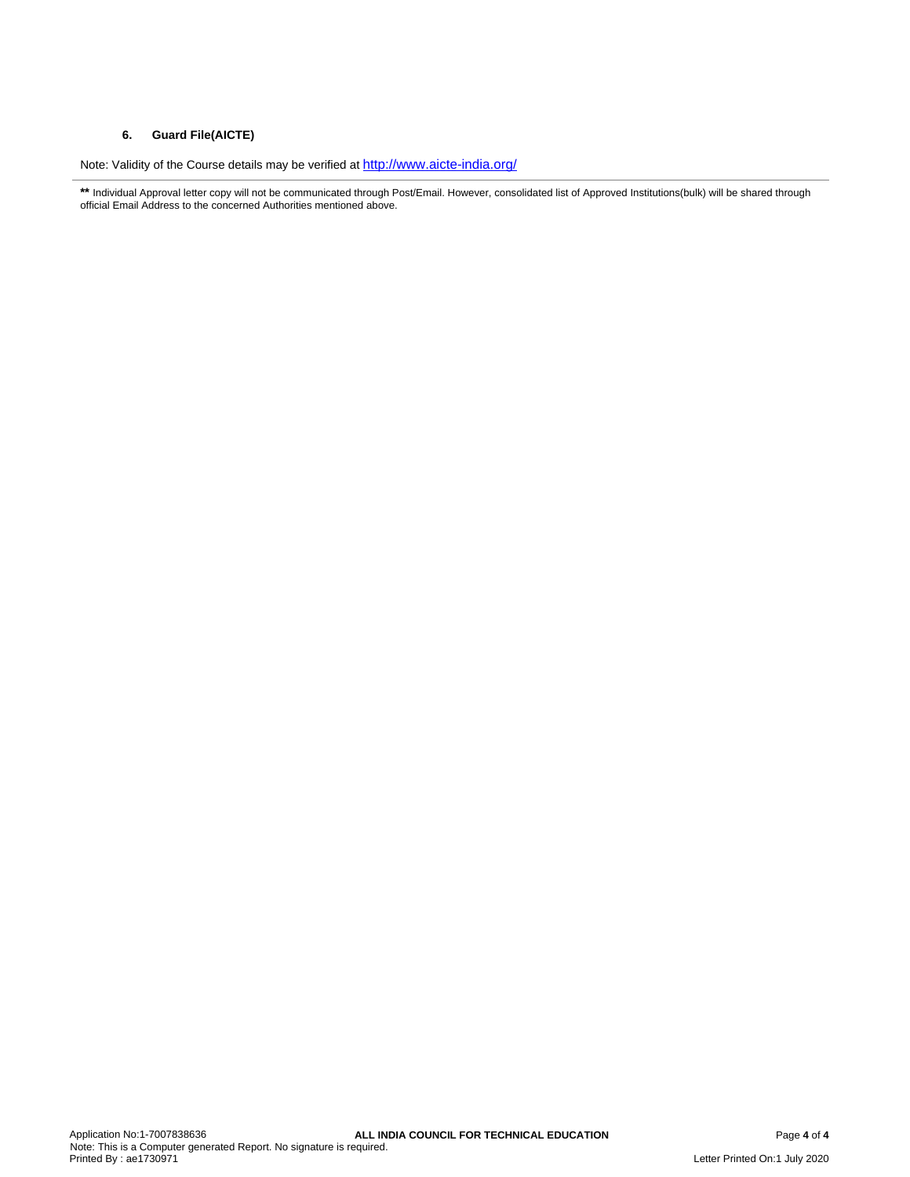6. **Guard File(AICTE)**

Note: Validity of the Course details may be verified at http://www.aicte-india.org/

---

**\*\*** Individual Approval letter copy will not be communicated through Post/Email. However, consolidated list of Approved Institutions(bulk) will be shared through official Email Address to the concerned Authorities mentioned above.

Application No:1-7007838636

**ALL INDIA COUNCIL FOR TECHNICAL EDUCATION**

Note: This is a Computer generated Report. No signature is required.

Printed By : ae1730971

Letter Printed On:1 July 2020